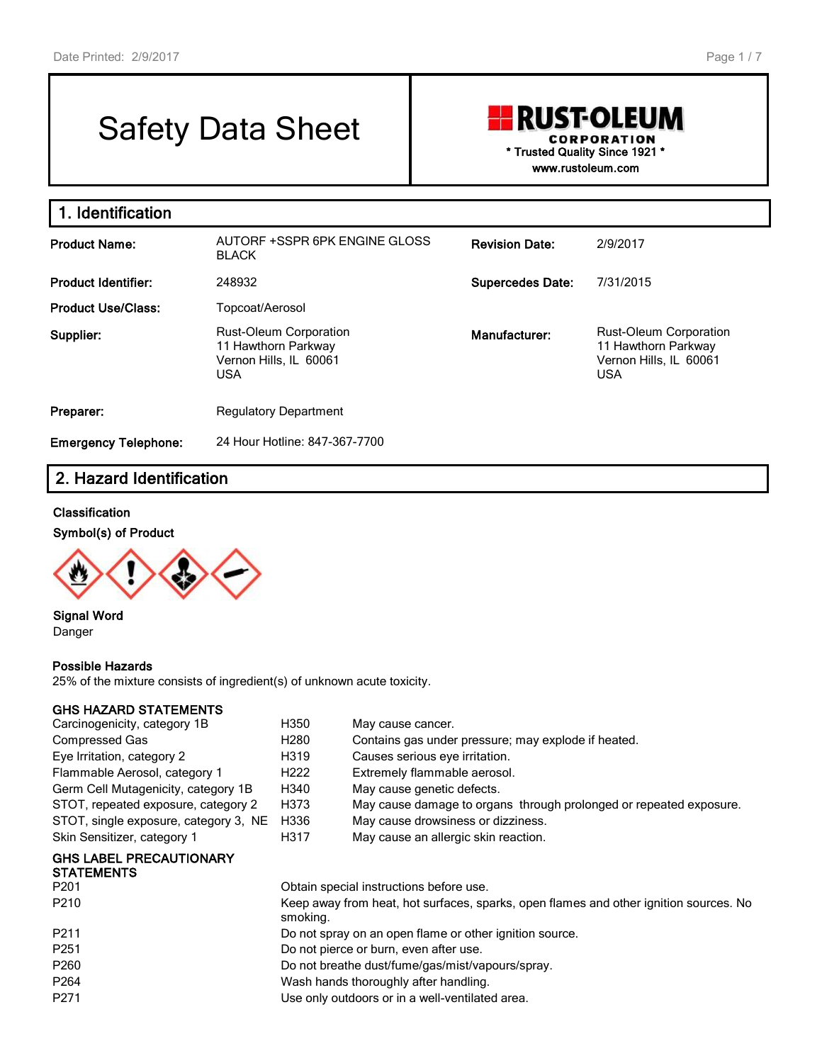# Safety Data Sheet

**RUST-OLEUM CORPORATION**
\* Trusted Quality Since 1921 \*
www.rustoleum.com

## 1. Identification

| | | | |
|---|---|---|---|
| **Product Name:** | AUTORF +SSPR 6PK ENGINE GLOSS BLACK | **Revision Date:** | 2/9/2017 |
| **Product Identifier:** | 248932 | **Supercedes Date:** | 7/31/2015 |
| **Product Use/Class:** | Topcoat/Aerosol | | |
| **Supplier:** | Rust-Oleum Corporation<br>11 Hawthorn Parkway<br>Vernon Hills, IL 60061<br>USA | **Manufacturer:** | Rust-Oleum Corporation<br>11 Hawthorn Parkway<br>Vernon Hills, IL 60061<br>USA |
| **Preparer:** | Regulatory Department | | |
| **Emergency Telephone:** | 24 Hour Hotline: 847-367-7700 | | |

## 2. Hazard Identification

**Classification**

**Symbol(s) of Product**

**Signal Word**
Danger

**Possible Hazards**
25% of the mixture consists of ingredient(s) of unknown acute toxicity.

**GHS HAZARD STATEMENTS**

| | | |
|---|---|---|
| Carcinogenicity, category 1B | H350 | May cause cancer. |
| Compressed Gas | H280 | Contains gas under pressure; may explode if heated. |
| Eye Irritation, category 2 | H319 | Causes serious eye irritation. |
| Flammable Aerosol, category 1 | H222 | Extremely flammable aerosol. |
| Germ Cell Mutagenicity, category 1B | H340 | May cause genetic defects. |
| STOT, repeated exposure, category 2 | H373 | May cause damage to organs through prolonged or repeated exposure. |
| STOT, single exposure, category 3, NE | H336 | May cause drowsiness or dizziness. |
| Skin Sensitizer, category 1 | H317 | May cause an allergic skin reaction. |

**GHS LABEL PRECAUTIONARY STATEMENTS**

| | |
|---|---|
| P201 | Obtain special instructions before use. |
| P210 | Keep away from heat, hot surfaces, sparks, open flames and other ignition sources. No smoking. |
| P211 | Do not spray on an open flame or other ignition source. |
| P251 | Do not pierce or burn, even after use. |
| P260 | Do not breathe dust/fume/gas/mist/vapours/spray. |
| P264 | Wash hands thoroughly after handling. |
| P271 | Use only outdoors or in a well-ventilated area. |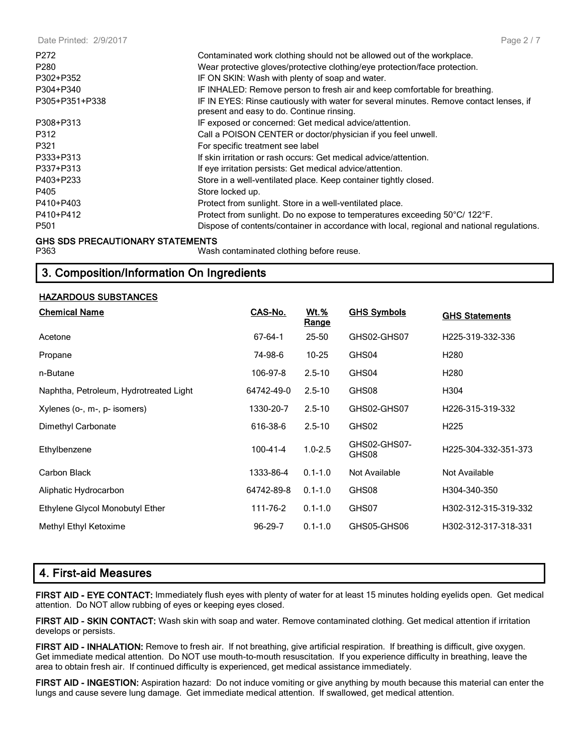| | |
|---|---|
| P272 | Contaminated work clothing should not be allowed out of the workplace. |
| P280 | Wear protective gloves/protective clothing/eye protection/face protection. |
| P302+P352 | IF ON SKIN: Wash with plenty of soap and water. |
| P304+P340 | IF INHALED: Remove person to fresh air and keep comfortable for breathing. |
| P305+P351+P338 | IF IN EYES: Rinse cautiously with water for several minutes. Remove contact lenses, if present and easy to do. Continue rinsing. |
| P308+P313 | IF exposed or concerned: Get medical advice/attention. |
| P312 | Call a POISON CENTER or doctor/physician if you feel unwell. |
| P321 | For specific treatment see label |
| P333+P313 | If skin irritation or rash occurs: Get medical advice/attention. |
| P337+P313 | If eye irritation persists: Get medical advice/attention. |
| P403+P233 | Store in a well-ventilated place. Keep container tightly closed. |
| P405 | Store locked up. |
| P410+P403 | Protect from sunlight. Store in a well-ventilated place. |
| P410+P412 | Protect from sunlight. Do no expose to temperatures exceeding 50°C/ 122°F. |
| P501 | Dispose of contents/container in accordance with local, regional and national regulations. |

**GHS SDS PRECAUTIONARY STATEMENTS**

| | |
|---|---|
| P363 | Wash contaminated clothing before reuse. |

## 3. Composition/Information On Ingredients

**HAZARDOUS SUBSTANCES**

| Chemical Name | CAS-No. | Wt.% Range | GHS Symbols | GHS Statements |
|---|---|---|---|---|
| Acetone | 67-64-1 | 25-50 | GHS02-GHS07 | H225-319-332-336 |
| Propane | 74-98-6 | 10-25 | GHS04 | H280 |
| n-Butane | 106-97-8 | 2.5-10 | GHS04 | H280 |
| Naphtha, Petroleum, Hydrotreated Light | 64742-49-0 | 2.5-10 | GHS08 | H304 |
| Xylenes (o-, m-, p- isomers) | 1330-20-7 | 2.5-10 | GHS02-GHS07 | H226-315-319-332 |
| Dimethyl Carbonate | 616-38-6 | 2.5-10 | GHS02 | H225 |
| Ethylbenzene | 100-41-4 | 1.0-2.5 | GHS02-GHS07-GHS08 | H225-304-332-351-373 |
| Carbon Black | 1333-86-4 | 0.1-1.0 | Not Available | Not Available |
| Aliphatic Hydrocarbon | 64742-89-8 | 0.1-1.0 | GHS08 | H304-340-350 |
| Ethylene Glycol Monobutyl Ether | 111-76-2 | 0.1-1.0 | GHS07 | H302-312-315-319-332 |
| Methyl Ethyl Ketoxime | 96-29-7 | 0.1-1.0 | GHS05-GHS06 | H302-312-317-318-331 |

## 4. First-aid Measures

**FIRST AID - EYE CONTACT:** Immediately flush eyes with plenty of water for at least 15 minutes holding eyelids open. Get medical attention. Do NOT allow rubbing of eyes or keeping eyes closed.

**FIRST AID - SKIN CONTACT:** Wash skin with soap and water. Remove contaminated clothing. Get medical attention if irritation develops or persists.

**FIRST AID - INHALATION:** Remove to fresh air. If not breathing, give artificial respiration. If breathing is difficult, give oxygen. Get immediate medical attention. Do NOT use mouth-to-mouth resuscitation. If you experience difficulty in breathing, leave the area to obtain fresh air. If continued difficulty is experienced, get medical assistance immediately.

**FIRST AID - INGESTION:** Aspiration hazard: Do not induce vomiting or give anything by mouth because this material can enter the lungs and cause severe lung damage. Get immediate medical attention. If swallowed, get medical attention.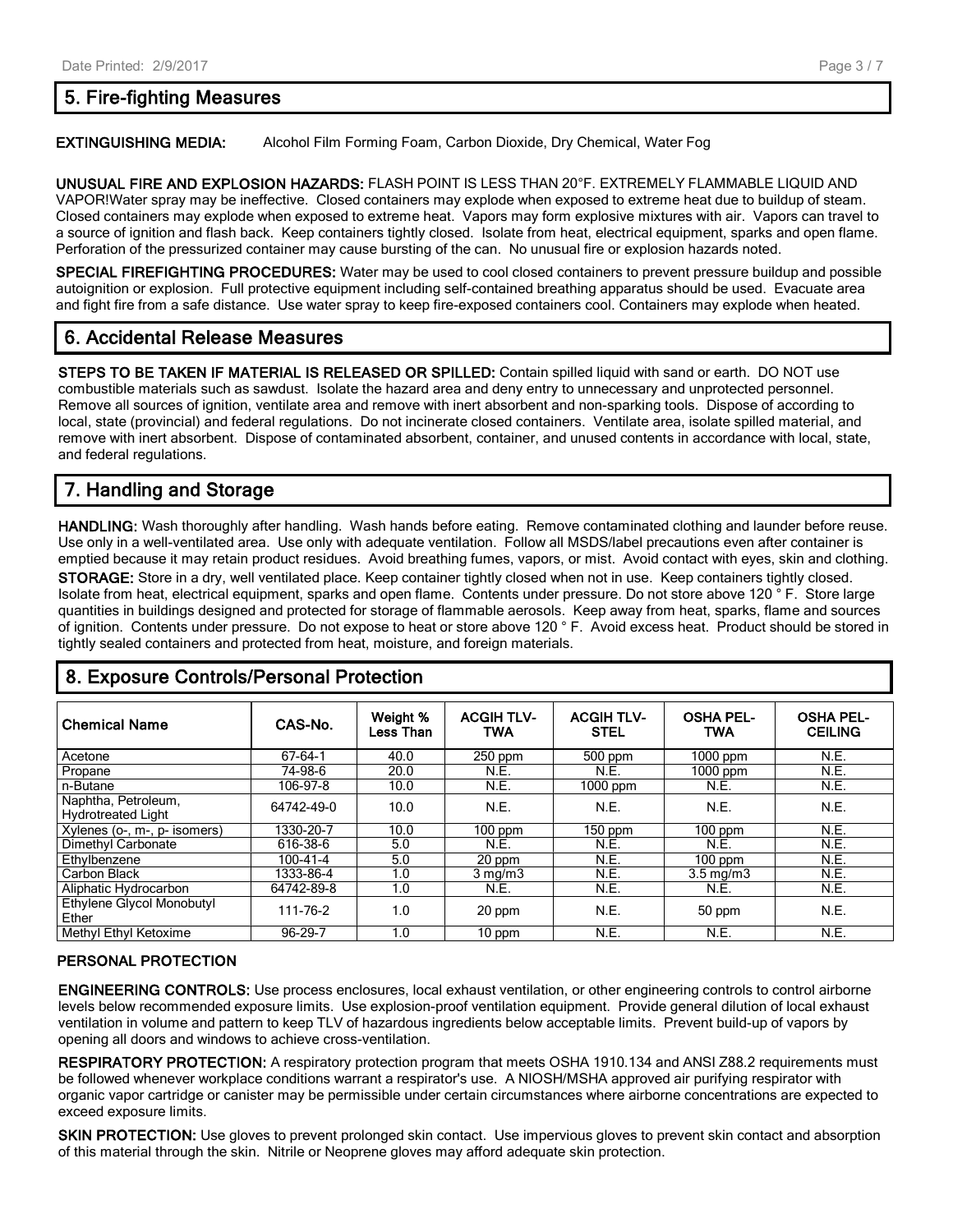## 5. Fire-fighting Measures

**EXTINGUISHING MEDIA:** Alcohol Film Forming Foam, Carbon Dioxide, Dry Chemical, Water Fog

**UNUSUAL FIRE AND EXPLOSION HAZARDS:** FLASH POINT IS LESS THAN 20°F. EXTREMELY FLAMMABLE LIQUID AND VAPOR!Water spray may be ineffective. Closed containers may explode when exposed to extreme heat due to buildup of steam. Closed containers may explode when exposed to extreme heat. Vapors may form explosive mixtures with air. Vapors can travel to a source of ignition and flash back. Keep containers tightly closed. Isolate from heat, electrical equipment, sparks and open flame. Perforation of the pressurized container may cause bursting of the can. No unusual fire or explosion hazards noted.

**SPECIAL FIREFIGHTING PROCEDURES:** Water may be used to cool closed containers to prevent pressure buildup and possible autoignition or explosion. Full protective equipment including self-contained breathing apparatus should be used. Evacuate area and fight fire from a safe distance. Use water spray to keep fire-exposed containers cool. Containers may explode when heated.

## 6. Accidental Release Measures

**STEPS TO BE TAKEN IF MATERIAL IS RELEASED OR SPILLED:** Contain spilled liquid with sand or earth. DO NOT use combustible materials such as sawdust. Isolate the hazard area and deny entry to unnecessary and unprotected personnel. Remove all sources of ignition, ventilate area and remove with inert absorbent and non-sparking tools. Dispose of according to local, state (provincial) and federal regulations. Do not incinerate closed containers. Ventilate area, isolate spilled material, and remove with inert absorbent. Dispose of contaminated absorbent, container, and unused contents in accordance with local, state, and federal regulations.

## 7. Handling and Storage

**HANDLING:** Wash thoroughly after handling. Wash hands before eating. Remove contaminated clothing and launder before reuse. Use only in a well-ventilated area. Use only with adequate ventilation. Follow all MSDS/label precautions even after container is emptied because it may retain product residues. Avoid breathing fumes, vapors, or mist. Avoid contact with eyes, skin and clothing.

**STORAGE:** Store in a dry, well ventilated place. Keep container tightly closed when not in use. Keep containers tightly closed. Isolate from heat, electrical equipment, sparks and open flame. Contents under pressure. Do not store above 120 ° F. Store large quantities in buildings designed and protected for storage of flammable aerosols. Keep away from heat, sparks, flame and sources of ignition. Contents under pressure. Do not expose to heat or store above 120 ° F. Avoid excess heat. Product should be stored in tightly sealed containers and protected from heat, moisture, and foreign materials.

## 8. Exposure Controls/Personal Protection

| Chemical Name | CAS-No. | Weight % Less Than | ACGIH TLV-TWA | ACGIH TLV-STEL | OSHA PEL-TWA | OSHA PEL-CEILING |
|---|---|---|---|---|---|---|
| Acetone | 67-64-1 | 40.0 | 250 ppm | 500 ppm | 1000 ppm | N.E. |
| Propane | 74-98-6 | 20.0 | N.E. | N.E. | 1000 ppm | N.E. |
| n-Butane | 106-97-8 | 10.0 | N.E. | 1000 ppm | N.E. | N.E. |
| Naphtha, Petroleum, Hydrotreated Light | 64742-49-0 | 10.0 | N.E. | N.E. | N.E. | N.E. |
| Xylenes (o-, m-, p- isomers) | 1330-20-7 | 10.0 | 100 ppm | 150 ppm | 100 ppm | N.E. |
| Dimethyl Carbonate | 616-38-6 | 5.0 | N.E. | N.E. | N.E. | N.E. |
| Ethylbenzene | 100-41-4 | 5.0 | 20 ppm | N.E. | 100 ppm | N.E. |
| Carbon Black | 1333-86-4 | 1.0 | 3 mg/m3 | N.E. | 3.5 mg/m3 | N.E. |
| Aliphatic Hydrocarbon | 64742-89-8 | 1.0 | N.E. | N.E. | N.E. | N.E. |
| Ethylene Glycol Monobutyl Ether | 111-76-2 | 1.0 | 20 ppm | N.E. | 50 ppm | N.E. |
| Methyl Ethyl Ketoxime | 96-29-7 | 1.0 | 10 ppm | N.E. | N.E. | N.E. |

### PERSONAL PROTECTION

**ENGINEERING CONTROLS:** Use process enclosures, local exhaust ventilation, or other engineering controls to control airborne levels below recommended exposure limits. Use explosion-proof ventilation equipment. Provide general dilution of local exhaust ventilation in volume and pattern to keep TLV of hazardous ingredients below acceptable limits. Prevent build-up of vapors by opening all doors and windows to achieve cross-ventilation.

**RESPIRATORY PROTECTION:** A respiratory protection program that meets OSHA 1910.134 and ANSI Z88.2 requirements must be followed whenever workplace conditions warrant a respirator's use. A NIOSH/MSHA approved air purifying respirator with organic vapor cartridge or canister may be permissible under certain circumstances where airborne concentrations are expected to exceed exposure limits.

**SKIN PROTECTION:** Use gloves to prevent prolonged skin contact. Use impervious gloves to prevent skin contact and absorption of this material through the skin. Nitrile or Neoprene gloves may afford adequate skin protection.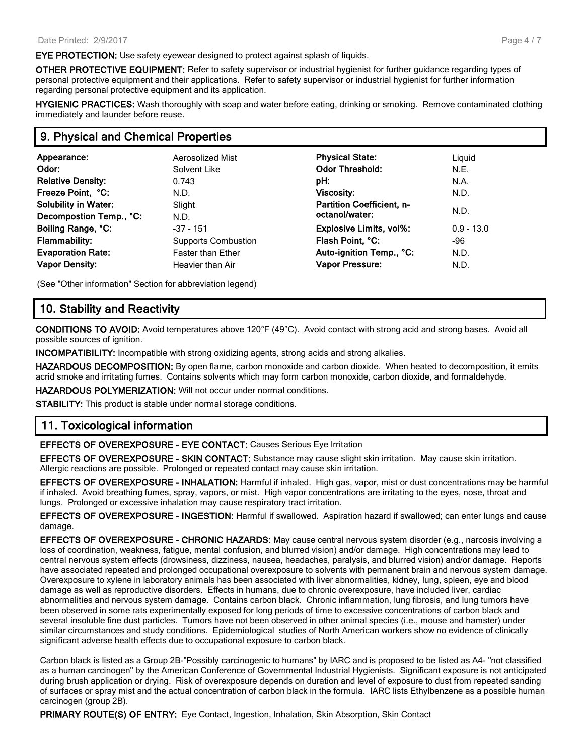**EYE PROTECTION:** Use safety eyewear designed to protect against splash of liquids.

**OTHER PROTECTIVE EQUIPMENT:** Refer to safety supervisor or industrial hygienist for further guidance regarding types of personal protective equipment and their applications. Refer to safety supervisor or industrial hygienist for further information regarding personal protective equipment and its application.

**HYGIENIC PRACTICES:** Wash thoroughly with soap and water before eating, drinking or smoking. Remove contaminated clothing immediately and launder before reuse.

## 9. Physical and Chemical Properties

| | | | |
|---|---|---|---|
| **Appearance:** | Aerosolized Mist | **Physical State:** | Liquid |
| **Odor:** | Solvent Like | **Odor Threshold:** | N.E. |
| **Relative Density:** | 0.743 | **pH:** | N.A. |
| **Freeze Point, °C:** | N.D. | **Viscosity:** | N.D. |
| **Solubility in Water:** | Slight | **Partition Coefficient, n-octanol/water:** | N.D. |
| **Decompostion Temp., °C:** | N.D. | | |
| **Boiling Range, °C:** | -37 - 151 | **Explosive Limits, vol%:** | 0.9 - 13.0 |
| **Flammability:** | Supports Combustion | **Flash Point, °C:** | -96 |
| **Evaporation Rate:** | Faster than Ether | **Auto-ignition Temp., °C:** | N.D. |
| **Vapor Density:** | Heavier than Air | **Vapor Pressure:** | N.D. |

(See "Other information" Section for abbreviation legend)

## 10. Stability and Reactivity

**CONDITIONS TO AVOID:** Avoid temperatures above 120°F (49°C). Avoid contact with strong acid and strong bases. Avoid all possible sources of ignition.

**INCOMPATIBILITY:** Incompatible with strong oxidizing agents, strong acids and strong alkalies.

**HAZARDOUS DECOMPOSITION:** By open flame, carbon monoxide and carbon dioxide. When heated to decomposition, it emits acrid smoke and irritating fumes. Contains solvents which may form carbon monoxide, carbon dioxide, and formaldehyde.

**HAZARDOUS POLYMERIZATION:** Will not occur under normal conditions.

**STABILITY:** This product is stable under normal storage conditions.

## 11. Toxicological information

**EFFECTS OF OVEREXPOSURE - EYE CONTACT:** Causes Serious Eye Irritation

**EFFECTS OF OVEREXPOSURE - SKIN CONTACT:** Substance may cause slight skin irritation. May cause skin irritation. Allergic reactions are possible. Prolonged or repeated contact may cause skin irritation.

**EFFECTS OF OVEREXPOSURE - INHALATION:** Harmful if inhaled. High gas, vapor, mist or dust concentrations may be harmful if inhaled. Avoid breathing fumes, spray, vapors, or mist. High vapor concentrations are irritating to the eyes, nose, throat and lungs. Prolonged or excessive inhalation may cause respiratory tract irritation.

**EFFECTS OF OVEREXPOSURE - INGESTION:** Harmful if swallowed. Aspiration hazard if swallowed; can enter lungs and cause damage.

**EFFECTS OF OVEREXPOSURE - CHRONIC HAZARDS:** May cause central nervous system disorder (e.g., narcosis involving a loss of coordination, weakness, fatigue, mental confusion, and blurred vision) and/or damage. High concentrations may lead to central nervous system effects (drowsiness, dizziness, nausea, headaches, paralysis, and blurred vision) and/or damage. Reports have associated repeated and prolonged occupational overexposure to solvents with permanent brain and nervous system damage. Overexposure to xylene in laboratory animals has been associated with liver abnormalities, kidney, lung, spleen, eye and blood damage as well as reproductive disorders. Effects in humans, due to chronic overexposure, have included liver, cardiac abnormalities and nervous system damage. Contains carbon black. Chronic inflammation, lung fibrosis, and lung tumors have been observed in some rats experimentally exposed for long periods of time to excessive concentrations of carbon black and several insoluble fine dust particles. Tumors have not been observed in other animal species (i.e., mouse and hamster) under similar circumstances and study conditions. Epidemiological studies of North American workers show no evidence of clinically significant adverse health effects due to occupational exposure to carbon black.

Carbon black is listed as a Group 2B-"Possibly carcinogenic to humans" by IARC and is proposed to be listed as A4- "not classified as a human carcinogen" by the American Conference of Governmental Industrial Hygienists. Significant exposure is not anticipated during brush application or drying. Risk of overexposure depends on duration and level of exposure to dust from repeated sanding of surfaces or spray mist and the actual concentration of carbon black in the formula. IARC lists Ethylbenzene as a possible human carcinogen (group 2B).

**PRIMARY ROUTE(S) OF ENTRY:** Eye Contact, Ingestion, Inhalation, Skin Absorption, Skin Contact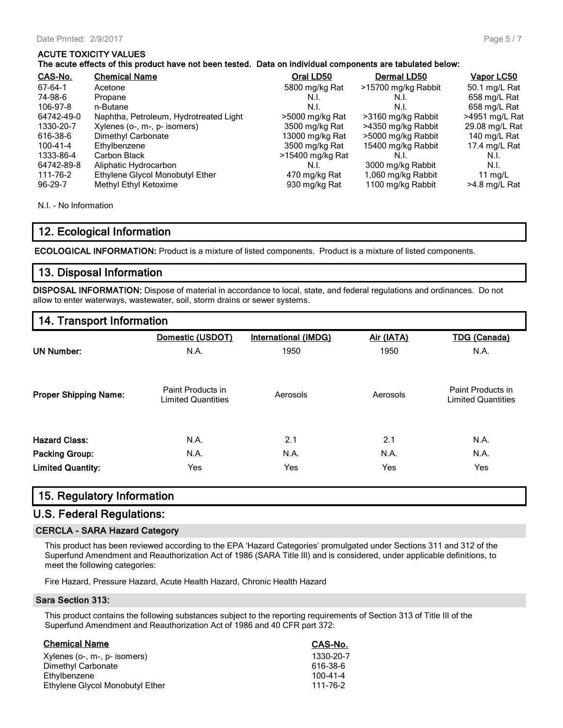### ACUTE TOXICITY VALUES

**The acute effects of this product have not been tested. Data on individual components are tabulated below:**

| CAS-No. | Chemical Name | Oral LD50 | Dermal LD50 | Vapor LC50 |
|---|---|---|---|---|
| 67-64-1 | Acetone | 5800 mg/kg Rat | >15700 mg/kg Rabbit | 50.1 mg/L Rat |
| 74-98-6 | Propane | N.I. | N.I. | 658 mg/L Rat |
| 106-97-8 | n-Butane | N.I. | N.I. | 658 mg/L Rat |
| 64742-49-0 | Naphtha, Petroleum, Hydrotreated Light | >5000 mg/kg Rat | >3160 mg/kg Rabbit | >4951 mg/L Rat |
| 1330-20-7 | Xylenes (o-, m-, p- isomers) | 3500 mg/kg Rat | >4350 mg/kg Rabbit | 29.08 mg/L Rat |
| 616-38-6 | Dimethyl Carbonate | 13000 mg/kg Rat | >5000 mg/kg Rabbit | 140 mg/L Rat |
| 100-41-4 | Ethylbenzene | 3500 mg/kg Rat | 15400 mg/kg Rabbit | 17.4 mg/L Rat |
| 1333-86-4 | Carbon Black | >15400 mg/kg Rat | N.I. | N.I. |
| 64742-89-8 | Aliphatic Hydrocarbon | N.I. | 3000 mg/kg Rabbit | N.I. |
| 111-76-2 | Ethylene Glycol Monobutyl Ether | 470 mg/kg Rat | 1,060 mg/kg Rabbit | 11 mg/L |
| 96-29-7 | Methyl Ethyl Ketoxime | 930 mg/kg Rat | 1100 mg/kg Rabbit | >4.8 mg/L Rat |

N.I. - No Information

## 12. Ecological Information

**ECOLOGICAL INFORMATION:** Product is a mixture of listed components. Product is a mixture of listed components.

## 13. Disposal Information

**DISPOSAL INFORMATION:** Dispose of material in accordance to local, state, and federal regulations and ordinances. Do not allow to enter waterways, wastewater, soil, storm drains or sewer systems.

## 14. Transport Information

| | Domestic (USDOT) | International (IMDG) | Air (IATA) | TDG (Canada) |
|---|---|---|---|---|
| **UN Number:** | N.A. | 1950 | 1950 | N.A. |
| **Proper Shipping Name:** | Paint Products in Limited Quantities | Aerosols | Aerosols | Paint Products in Limited Quantities |
| **Hazard Class:** | N.A. | 2.1 | 2.1 | N.A. |
| **Packing Group:** | N.A. | N.A. | N.A. | N.A. |
| **Limited Quantity:** | Yes | Yes | Yes | Yes |

## 15. Regulatory Information

## U.S. Federal Regulations:

### CERCLA - SARA Hazard Category

This product has been reviewed according to the EPA 'Hazard Categories' promulgated under Sections 311 and 312 of the Superfund Amendment and Reauthorization Act of 1986 (SARA Title III) and is considered, under applicable definitions, to meet the following categories:

Fire Hazard, Pressure Hazard, Acute Health Hazard, Chronic Health Hazard

### Sara Section 313:

This product contains the following substances subject to the reporting requirements of Section 313 of Title III of the Superfund Amendment and Reauthorization Act of 1986 and 40 CFR part 372:

| Chemical Name | CAS-No. |
|---|---|
| Xylenes (o-, m-, p- isomers) | 1330-20-7 |
| Dimethyl Carbonate | 616-38-6 |
| Ethylbenzene | 100-41-4 |
| Ethylene Glycol Monobutyl Ether | 111-76-2 |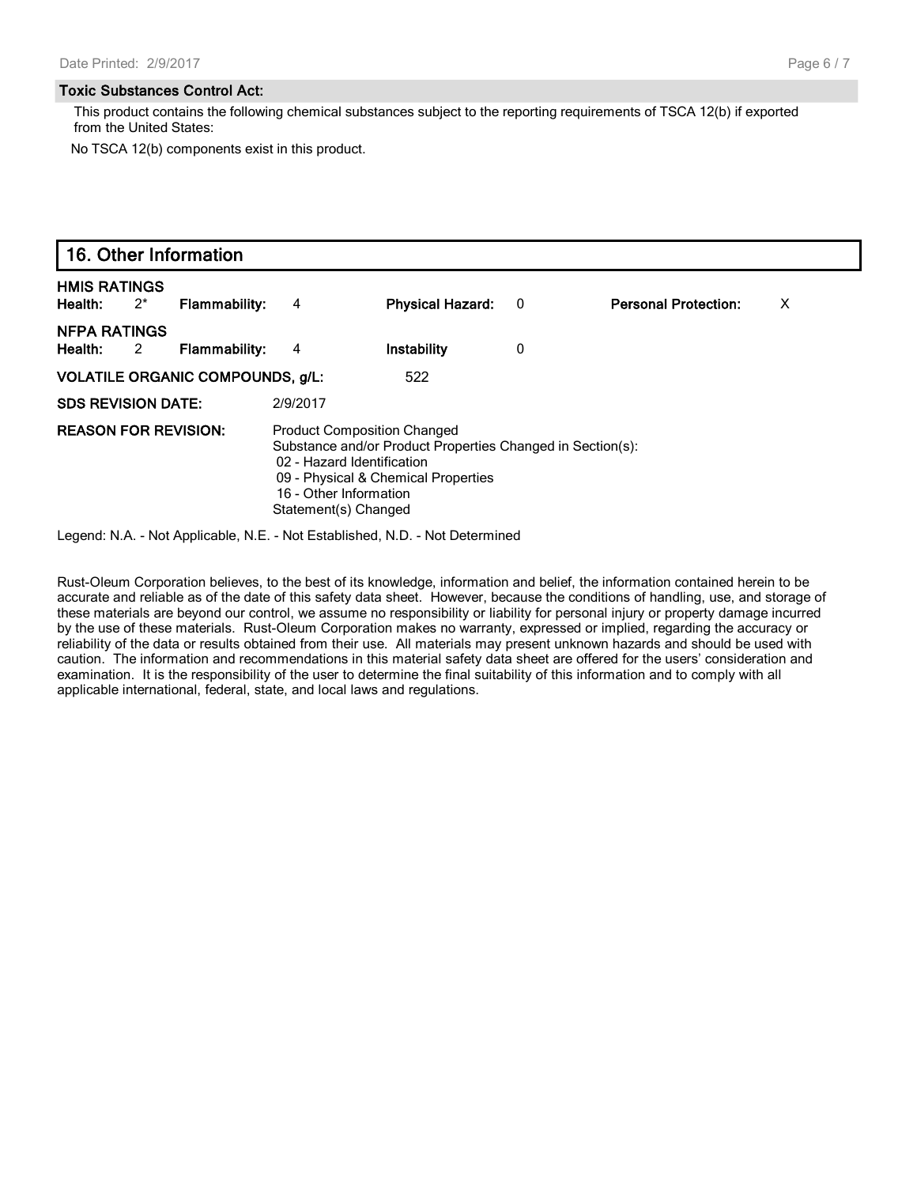### Toxic Substances Control Act:

This product contains the following chemical substances subject to the reporting requirements of TSCA 12(b) if exported from the United States:

No TSCA 12(b) components exist in this product.

## 16. Other Information

**HMIS RATINGS**

| **Health:** | 2* | **Flammability:** | 4 | **Physical Hazard:** | 0 | **Personal Protection:** | X |
|---|---|---|---|---|---|---|---|

**NFPA RATINGS**

| **Health:** | 2 | **Flammability:** | 4 | **Instability** | 0 |
|---|---|---|---|---|---|

**VOLATILE ORGANIC COMPOUNDS, g/L:** 522

**SDS REVISION DATE:** 2/9/2017

**REASON FOR REVISION:** Product Composition Changed
Substance and/or Product Properties Changed in Section(s):
02 - Hazard Identification
09 - Physical & Chemical Properties
16 - Other Information
Statement(s) Changed

Legend: N.A. - Not Applicable, N.E. - Not Established, N.D. - Not Determined

Rust-Oleum Corporation believes, to the best of its knowledge, information and belief, the information contained herein to be accurate and reliable as of the date of this safety data sheet. However, because the conditions of handling, use, and storage of these materials are beyond our control, we assume no responsibility or liability for personal injury or property damage incurred by the use of these materials. Rust-Oleum Corporation makes no warranty, expressed or implied, regarding the accuracy or reliability of the data or results obtained from their use. All materials may present unknown hazards and should be used with caution. The information and recommendations in this material safety data sheet are offered for the users' consideration and examination. It is the responsibility of the user to determine the final suitability of this information and to comply with all applicable international, federal, state, and local laws and regulations.